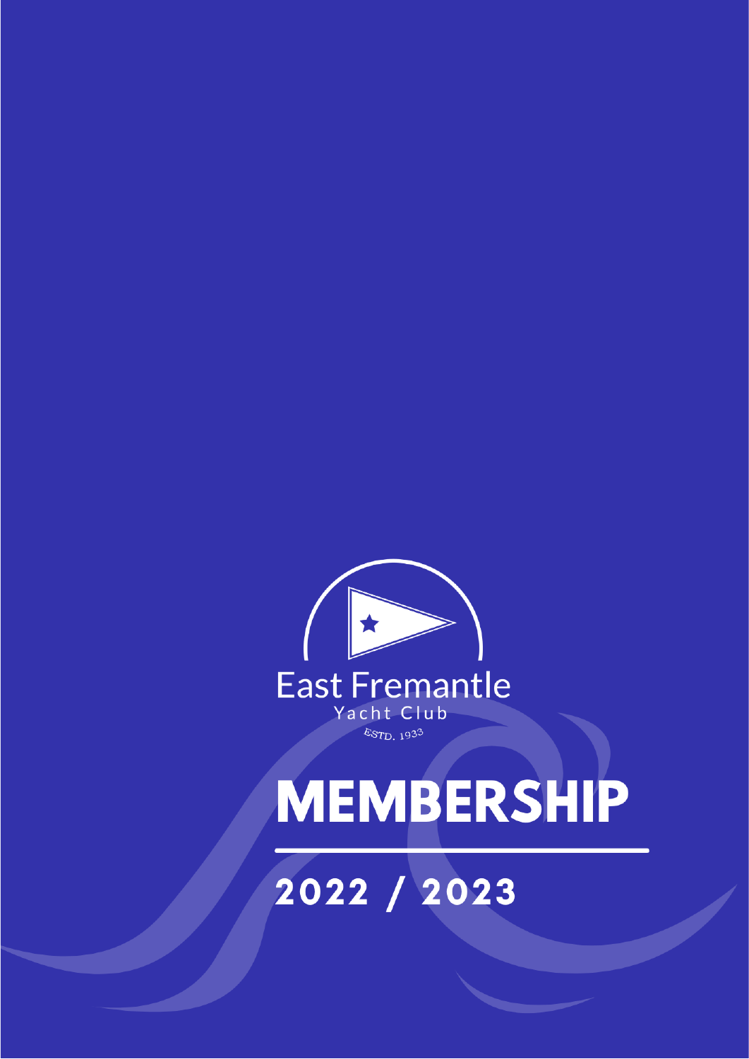East Fremantle

Yacht Club

ESTD. 1933

# MEMBERSHIP

## 2022 / 2023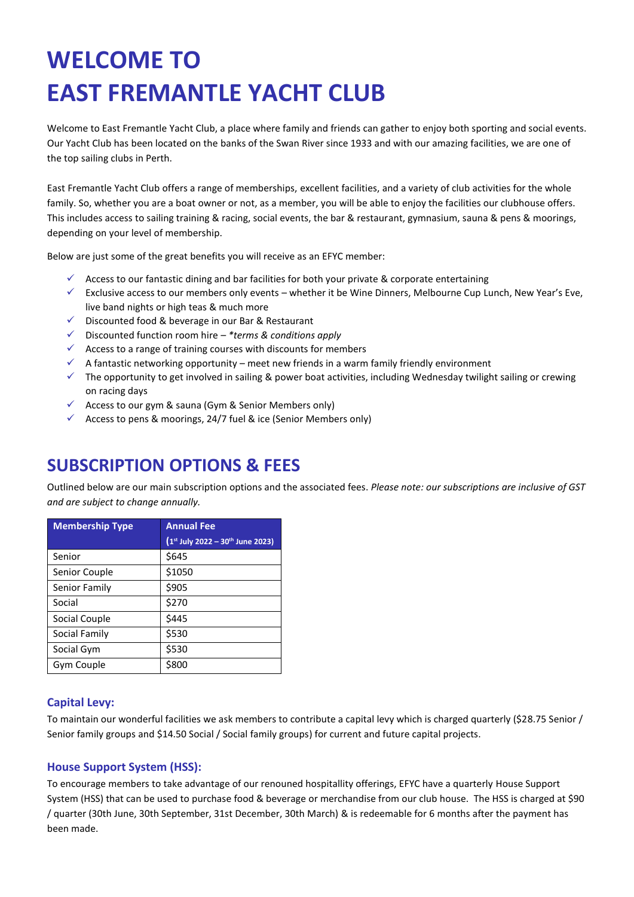# WELCOME TO
# EAST FREMANTLE YACHT CLUB

Welcome to East Fremantle Yacht Club, a place where family and friends can gather to enjoy both sporting and social events. Our Yacht Club has been located on the banks of the Swan River since 1933 and with our amazing facilities, we are one of the top sailing clubs in Perth.

East Fremantle Yacht Club offers a range of memberships, excellent facilities, and a variety of club activities for the whole family. So, whether you are a boat owner or not, as a member, you will be able to enjoy the facilities our clubhouse offers. This includes access to sailing training & racing, social events, the bar & restaurant, gymnasium, sauna & pens & moorings, depending on your level of membership.

Below are just some of the great benefits you will receive as an EFYC member:

- ✓ Access to our fantastic dining and bar facilities for both your private & corporate entertaining
- ✓ Exclusive access to our members only events – whether it be Wine Dinners, Melbourne Cup Lunch, New Year's Eve, live band nights or high teas & much more
- ✓ Discounted food & beverage in our Bar & Restaurant
- ✓ Discounted function room hire – *\*terms & conditions apply*
- ✓ Access to a range of training courses with discounts for members
- ✓ A fantastic networking opportunity – meet new friends in a warm family friendly environment
- ✓ The opportunity to get involved in sailing & power boat activities, including Wednesday twilight sailing or crewing on racing days
- ✓ Access to our gym & sauna (Gym & Senior Members only)
- ✓ Access to pens & moorings, 24/7 fuel & ice (Senior Members only)

## SUBSCRIPTION OPTIONS & FEES

Outlined below are our main subscription options and the associated fees. *Please note: our subscriptions are inclusive of GST and are subject to change annually.*

| Membership Type | Annual Fee (1st July 2022 – 30th June 2023) |
|---|---|
| Senior | $645 |
| Senior Couple | $1050 |
| Senior Family | $905 |
| Social | $270 |
| Social Couple | $445 |
| Social Family | $530 |
| Social Gym | $530 |
| Gym Couple | $800 |

### Capital Levy:

To maintain our wonderful facilities we ask members to contribute a capital levy which is charged quarterly ($28.75 Senior / Senior family groups and $14.50 Social / Social family groups) for current and future capital projects.

### House Support System (HSS):

To encourage members to take advantage of our renouned hospitallity offerings, EFYC have a quarterly House Support System (HSS) that can be used to purchase food & beverage or merchandise from our club house. The HSS is charged at $90 / quarter (30th June, 30th September, 31st December, 30th March) & is redeemable for 6 months after the payment has been made.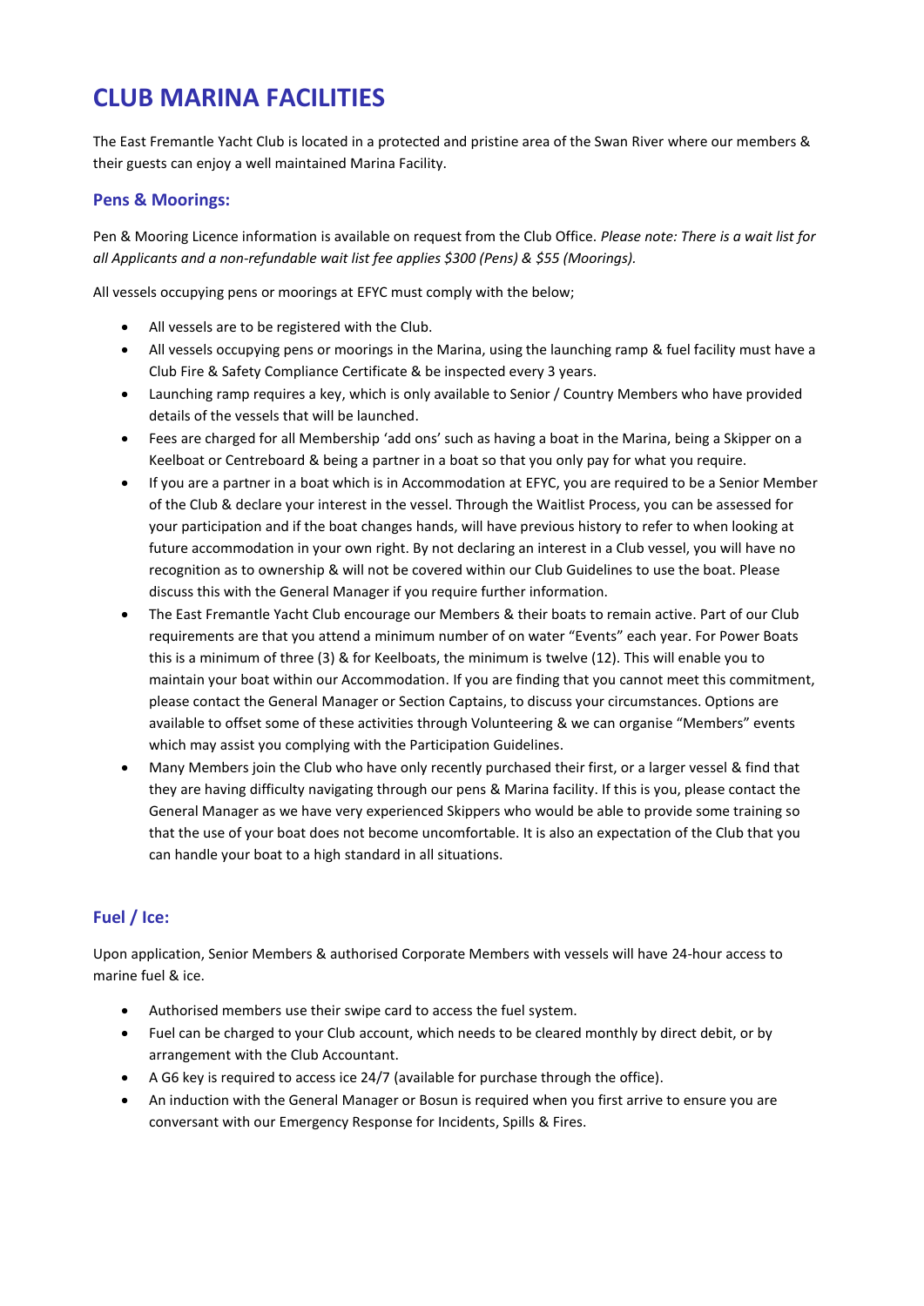# CLUB MARINA FACILITIES

The East Fremantle Yacht Club is located in a protected and pristine area of the Swan River where our members & their guests can enjoy a well maintained Marina Facility.

## Pens & Moorings:

Pen & Mooring Licence information is available on request from the Club Office. *Please note: There is a wait list for all Applicants and a non-refundable wait list fee applies $300 (Pens) & $55 (Moorings).*

All vessels occupying pens or moorings at EFYC must comply with the below;

- All vessels are to be registered with the Club.
- All vessels occupying pens or moorings in the Marina, using the launching ramp & fuel facility must have a Club Fire & Safety Compliance Certificate & be inspected every 3 years.
- Launching ramp requires a key, which is only available to Senior / Country Members who have provided details of the vessels that will be launched.
- Fees are charged for all Membership 'add ons' such as having a boat in the Marina, being a Skipper on a Keelboat or Centreboard & being a partner in a boat so that you only pay for what you require.
- If you are a partner in a boat which is in Accommodation at EFYC, you are required to be a Senior Member of the Club & declare your interest in the vessel. Through the Waitlist Process, you can be assessed for your participation and if the boat changes hands, will have previous history to refer to when looking at future accommodation in your own right. By not declaring an interest in a Club vessel, you will have no recognition as to ownership & will not be covered within our Club Guidelines to use the boat. Please discuss this with the General Manager if you require further information.
- The East Fremantle Yacht Club encourage our Members & their boats to remain active. Part of our Club requirements are that you attend a minimum number of on water "Events" each year. For Power Boats this is a minimum of three (3) & for Keelboats, the minimum is twelve (12). This will enable you to maintain your boat within our Accommodation. If you are finding that you cannot meet this commitment, please contact the General Manager or Section Captains, to discuss your circumstances. Options are available to offset some of these activities through Volunteering & we can organise "Members" events which may assist you complying with the Participation Guidelines.
- Many Members join the Club who have only recently purchased their first, or a larger vessel & find that they are having difficulty navigating through our pens & Marina facility. If this is you, please contact the General Manager as we have very experienced Skippers who would be able to provide some training so that the use of your boat does not become uncomfortable. It is also an expectation of the Club that you can handle your boat to a high standard in all situations.

## Fuel / Ice:

Upon application, Senior Members & authorised Corporate Members with vessels will have 24-hour access to marine fuel & ice.

- Authorised members use their swipe card to access the fuel system.
- Fuel can be charged to your Club account, which needs to be cleared monthly by direct debit, or by arrangement with the Club Accountant.
- A G6 key is required to access ice 24/7 (available for purchase through the office).
- An induction with the General Manager or Bosun is required when you first arrive to ensure you are conversant with our Emergency Response for Incidents, Spills & Fires.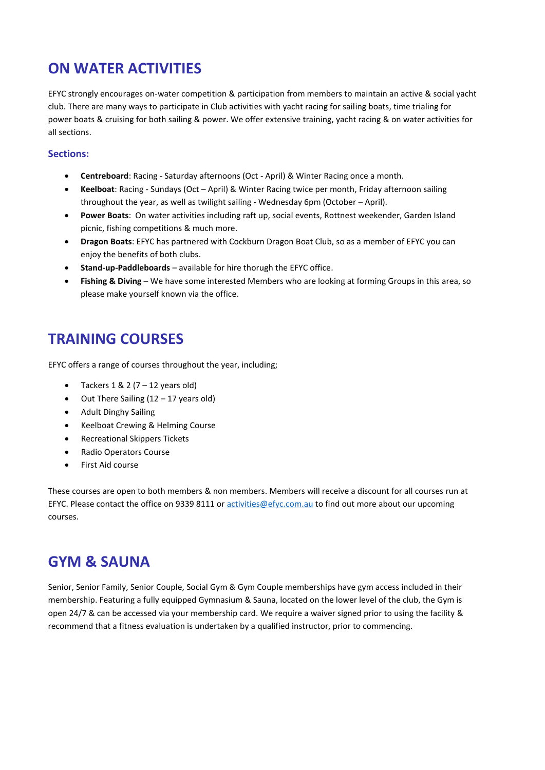# ON WATER ACTIVITIES

EFYC strongly encourages on-water competition & participation from members to maintain an active & social yacht club. There are many ways to participate in Club activities with yacht racing for sailing boats, time trialing for power boats & cruising for both sailing & power. We offer extensive training, yacht racing & on water activities for all sections.

### Sections:

- **Centreboard**: Racing - Saturday afternoons (Oct - April) & Winter Racing once a month.
- **Keelboat**: Racing - Sundays (Oct – April) & Winter Racing twice per month, Friday afternoon sailing throughout the year, as well as twilight sailing - Wednesday 6pm (October – April).
- **Power Boats**: On water activities including raft up, social events, Rottnest weekender, Garden Island picnic, fishing competitions & much more.
- **Dragon Boats**: EFYC has partnered with Cockburn Dragon Boat Club, so as a member of EFYC you can enjoy the benefits of both clubs.
- **Stand-up-Paddleboards** – available for hire thorugh the EFYC office.
- **Fishing & Diving** – We have some interested Members who are looking at forming Groups in this area, so please make yourself known via the office.

# TRAINING COURSES

EFYC offers a range of courses throughout the year, including;

- Tackers 1 & 2 (7 – 12 years old)
- Out There Sailing (12 – 17 years old)
- Adult Dinghy Sailing
- Keelboat Crewing & Helming Course
- Recreational Skippers Tickets
- Radio Operators Course
- First Aid course

These courses are open to both members & non members. Members will receive a discount for all courses run at EFYC. Please contact the office on 9339 8111 or activities@efyc.com.au to find out more about our upcoming courses.

# GYM & SAUNA

Senior, Senior Family, Senior Couple, Social Gym & Gym Couple memberships have gym access included in their membership. Featuring a fully equipped Gymnasium & Sauna, located on the lower level of the club, the Gym is open 24/7 & can be accessed via your membership card. We require a waiver signed prior to using the facility & recommend that a fitness evaluation is undertaken by a qualified instructor, prior to commencing.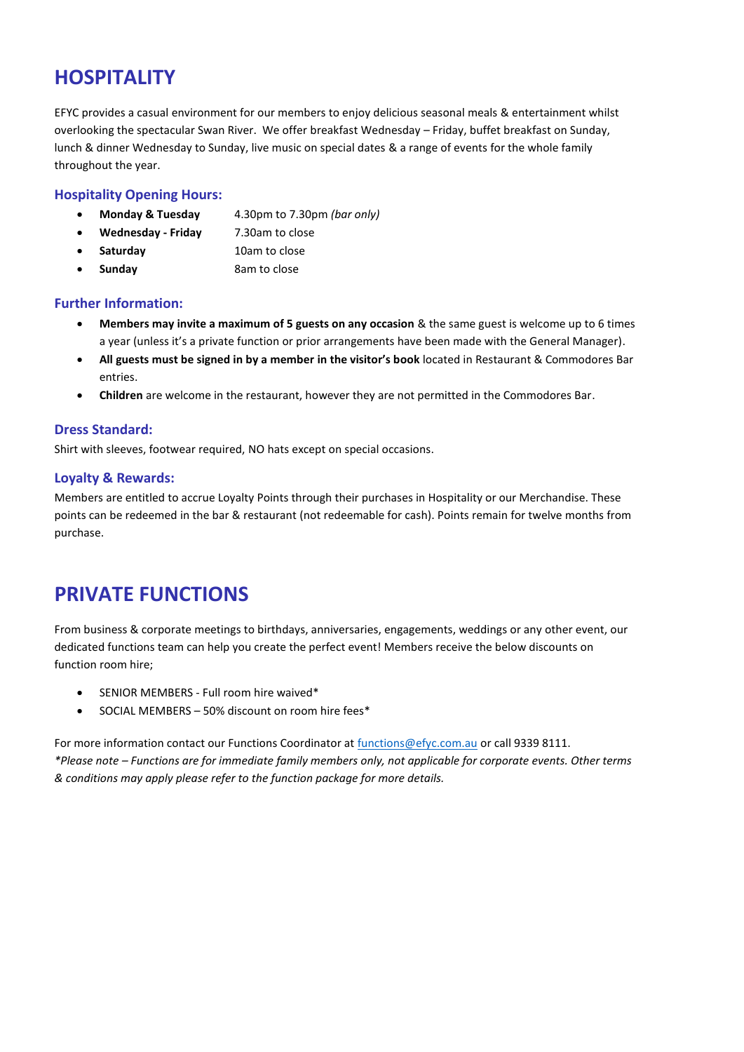# HOSPITALITY

EFYC provides a casual environment for our members to enjoy delicious seasonal meals & entertainment whilst overlooking the spectacular Swan River. We offer breakfast Wednesday – Friday, buffet breakfast on Sunday, lunch & dinner Wednesday to Sunday, live music on special dates & a range of events for the whole family throughout the year.

### Hospitality Opening Hours:

- **Monday & Tuesday** 4.30pm to 7.30pm *(bar only)*
- **Wednesday - Friday** 7.30am to close
- **Saturday** 10am to close
- **Sunday** 8am to close

### Further Information:

- **Members may invite a maximum of 5 guests on any occasion** & the same guest is welcome up to 6 times a year (unless it's a private function or prior arrangements have been made with the General Manager).
- **All guests must be signed in by a member in the visitor's book** located in Restaurant & Commodores Bar entries.
- **Children** are welcome in the restaurant, however they are not permitted in the Commodores Bar.

### Dress Standard:

Shirt with sleeves, footwear required, NO hats except on special occasions.

### Loyalty & Rewards:

Members are entitled to accrue Loyalty Points through their purchases in Hospitality or our Merchandise. These points can be redeemed in the bar & restaurant (not redeemable for cash). Points remain for twelve months from purchase.

# PRIVATE FUNCTIONS

From business & corporate meetings to birthdays, anniversaries, engagements, weddings or any other event, our dedicated functions team can help you create the perfect event! Members receive the below discounts on function room hire;

- SENIOR MEMBERS - Full room hire waived*
- SOCIAL MEMBERS – 50% discount on room hire fees*

For more information contact our Functions Coordinator at functions@efyc.com.au or call 9339 8111.
**Please note – Functions are for immediate family members only, not applicable for corporate events. Other terms & conditions may apply please refer to the function package for more details.*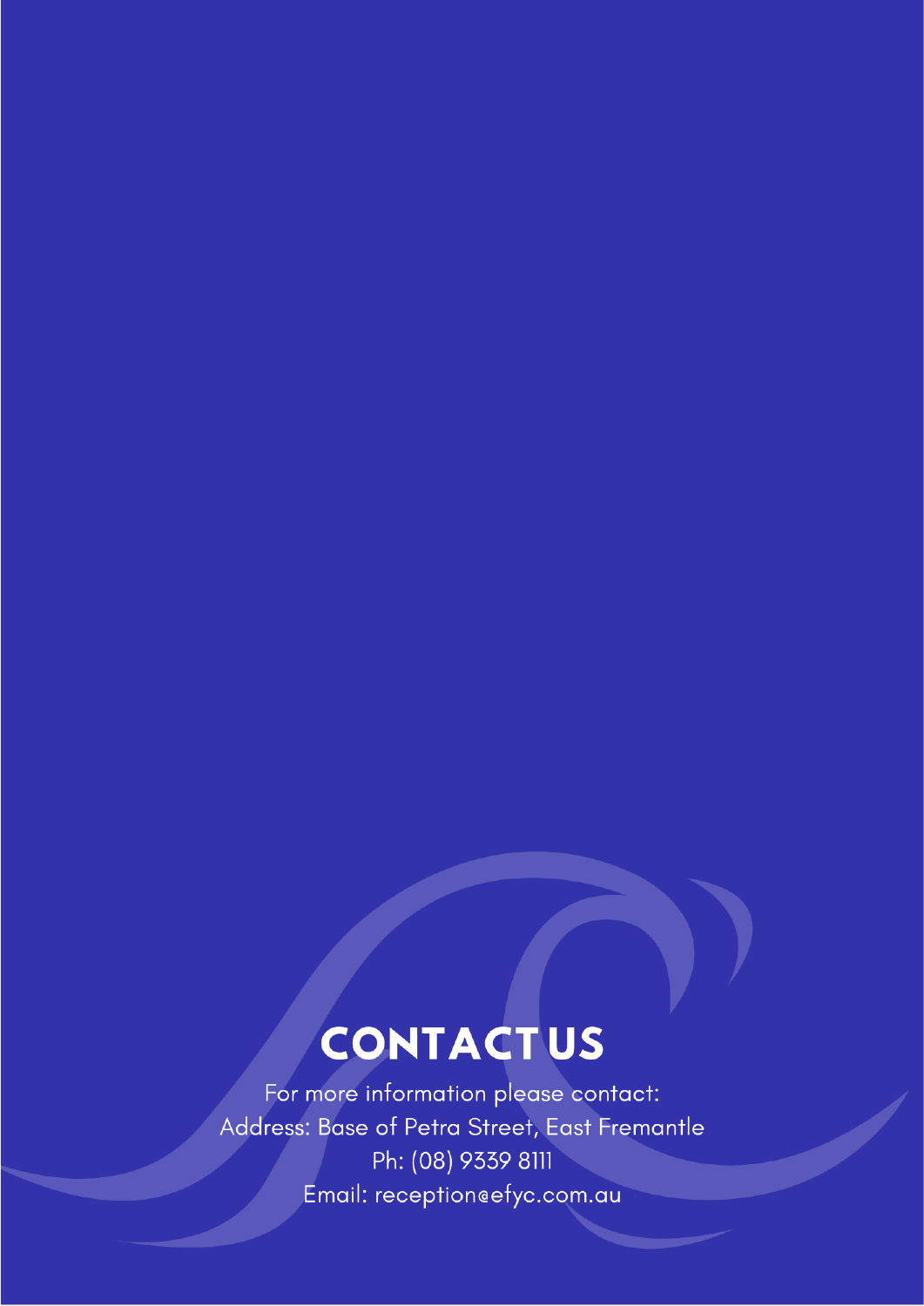# CONTACT US

For more information please contact:
Address: Base of Petra Street, East Fremantle
Ph: (08) 9339 8111
Email: reception@efyc.com.au